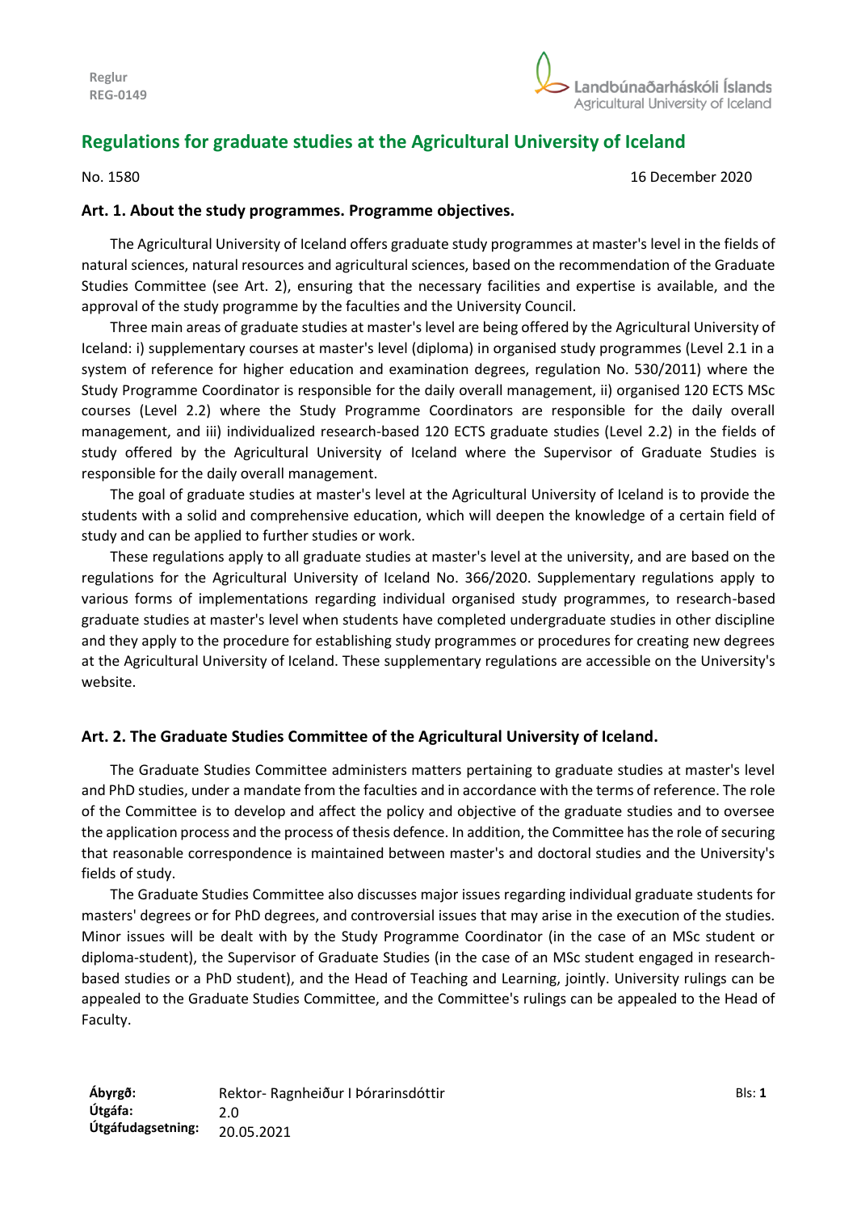# Regulations for graduate studies at the Agricultural University of Iceland

No. 1580 16 December 2020

### Art. 1. About the study programmes. Programme objectives.

The Agricultural University of Iceland offers graduate study programmes at master's level in the fields of natural sciences, natural resources and agricultural sciences, based on the recommendation of the Graduate Studies Committee (see Art. 2), ensuring that the necessary facilities and expertise is available, and the approval of the study programme by the faculties and the University Council.

Three main areas of graduate studies at master's level are being offered by the Agricultural University of Iceland: i) supplementary courses at master's level (diploma) in organised study programmes (Level 2.1 in a system of reference for higher education and examination degrees, regulation No. 530/2011) where the Study Programme Coordinator is responsible for the daily overall management, ii) organised 120 ECTS MSc courses (Level 2.2) where the Study Programme Coordinators are responsible for the daily overall management, and iii) individualized research-based 120 ECTS graduate studies (Level 2.2) in the fields of study offered by the Agricultural University of Iceland where the Supervisor of Graduate Studies is responsible for the daily overall management.

The goal of graduate studies at master's level at the Agricultural University of Iceland is to provide the students with a solid and comprehensive education, which will deepen the knowledge of a certain field of study and can be applied to further studies or work.

These regulations apply to all graduate studies at master's level at the university, and are based on the regulations for the Agricultural University of Iceland No. 366/2020. Supplementary regulations apply to various forms of implementations regarding individual organised study programmes, to research-based graduate studies at master's level when students have completed undergraduate studies in other discipline and they apply to the procedure for establishing study programmes or procedures for creating new degrees at the Agricultural University of Iceland. These supplementary regulations are accessible on the University's website.

### Art. 2. The Graduate Studies Committee of the Agricultural University of Iceland.

The Graduate Studies Committee administers matters pertaining to graduate studies at master's level and PhD studies, under a mandate from the faculties and in accordance with the terms of reference. The role of the Committee is to develop and affect the policy and objective of the graduate studies and to oversee the application process and the process of thesis defence. In addition, the Committee has the role of securing that reasonable correspondence is maintained between master's and doctoral studies and the University's fields of study.

The Graduate Studies Committee also discusses major issues regarding individual graduate students for masters' degrees or for PhD degrees, and controversial issues that may arise in the execution of the studies. Minor issues will be dealt with by the Study Programme Coordinator (in the case of an MSc student or diploma-student), the Supervisor of Graduate Studies (in the case of an MSc student engaged in research-based studies or a PhD student), and the Head of Teaching and Learning, jointly. University rulings can be appealed to the Graduate Studies Committee, and the Committee's rulings can be appealed to the Head of Faculty.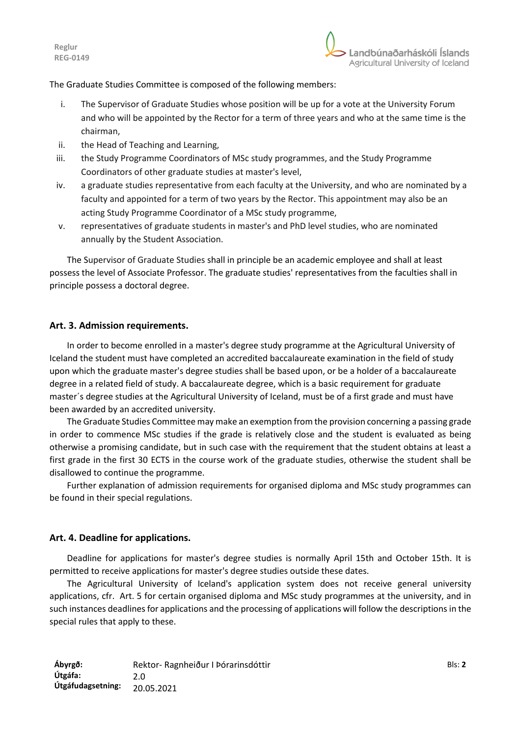The Graduate Studies Committee is composed of the following members:

i. The Supervisor of Graduate Studies whose position will be up for a vote at the University Forum and who will be appointed by the Rector for a term of three years and who at the same time is the chairman,
ii. the Head of Teaching and Learning,
iii. the Study Programme Coordinators of MSc study programmes, and the Study Programme Coordinators of other graduate studies at master's level,
iv. a graduate studies representative from each faculty at the University, and who are nominated by a faculty and appointed for a term of two years by the Rector. This appointment may also be an acting Study Programme Coordinator of a MSc study programme,
v. representatives of graduate students in master's and PhD level studies, who are nominated annually by the Student Association.

The Supervisor of Graduate Studies shall in principle be an academic employee and shall at least possess the level of Associate Professor. The graduate studies' representatives from the faculties shall in principle possess a doctoral degree.

## Art. 3. Admission requirements.

In order to become enrolled in a master's degree study programme at the Agricultural University of Iceland the student must have completed an accredited baccalaureate examination in the field of study upon which the graduate master's degree studies shall be based upon, or be a holder of a baccalaureate degree in a related field of study. A baccalaureate degree, which is a basic requirement for graduate master´s degree studies at the Agricultural University of Iceland, must be of a first grade and must have been awarded by an accredited university.

The Graduate Studies Committee may make an exemption from the provision concerning a passing grade in order to commence MSc studies if the grade is relatively close and the student is evaluated as being otherwise a promising candidate, but in such case with the requirement that the student obtains at least a first grade in the first 30 ECTS in the course work of the graduate studies, otherwise the student shall be disallowed to continue the programme.

Further explanation of admission requirements for organised diploma and MSc study programmes can be found in their special regulations.

## Art. 4. Deadline for applications.

Deadline for applications for master's degree studies is normally April 15th and October 15th. It is permitted to receive applications for master's degree studies outside these dates.

The Agricultural University of Iceland's application system does not receive general university applications, cfr. Art. 5 for certain organised diploma and MSc study programmes at the university, and in such instances deadlines for applications and the processing of applications will follow the descriptions in the special rules that apply to these.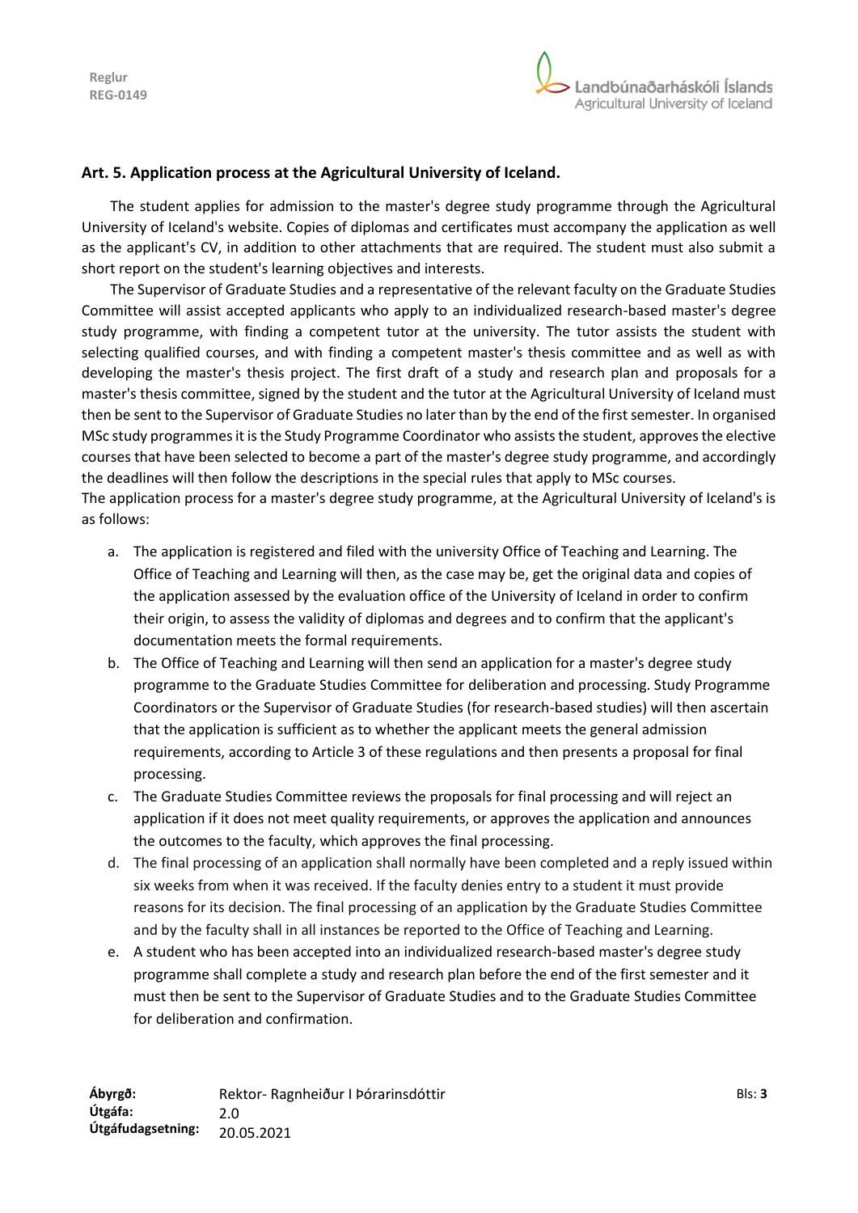### Art. 5. Application process at the Agricultural University of Iceland.

The student applies for admission to the master's degree study programme through the Agricultural University of Iceland's website. Copies of diplomas and certificates must accompany the application as well as the applicant's CV, in addition to other attachments that are required. The student must also submit a short report on the student's learning objectives and interests.

The Supervisor of Graduate Studies and a representative of the relevant faculty on the Graduate Studies Committee will assist accepted applicants who apply to an individualized research-based master's degree study programme, with finding a competent tutor at the university. The tutor assists the student with selecting qualified courses, and with finding a competent master's thesis committee and as well as with developing the master's thesis project. The first draft of a study and research plan and proposals for a master's thesis committee, signed by the student and the tutor at the Agricultural University of Iceland must then be sent to the Supervisor of Graduate Studies no later than by the end of the first semester. In organised MSc study programmes it is the Study Programme Coordinator who assists the student, approves the elective courses that have been selected to become a part of the master's degree study programme, and accordingly the deadlines will then follow the descriptions in the special rules that apply to MSc courses.

The application process for a master's degree study programme, at the Agricultural University of Iceland's is as follows:

a. The application is registered and filed with the university Office of Teaching and Learning. The Office of Teaching and Learning will then, as the case may be, get the original data and copies of the application assessed by the evaluation office of the University of Iceland in order to confirm their origin, to assess the validity of diplomas and degrees and to confirm that the applicant's documentation meets the formal requirements.
b. The Office of Teaching and Learning will then send an application for a master's degree study programme to the Graduate Studies Committee for deliberation and processing. Study Programme Coordinators or the Supervisor of Graduate Studies (for research-based studies) will then ascertain that the application is sufficient as to whether the applicant meets the general admission requirements, according to Article 3 of these regulations and then presents a proposal for final processing.
c. The Graduate Studies Committee reviews the proposals for final processing and will reject an application if it does not meet quality requirements, or approves the application and announces the outcomes to the faculty, which approves the final processing.
d. The final processing of an application shall normally have been completed and a reply issued within six weeks from when it was received. If the faculty denies entry to a student it must provide reasons for its decision. The final processing of an application by the Graduate Studies Committee and by the faculty shall in all instances be reported to the Office of Teaching and Learning.
e. A student who has been accepted into an individualized research-based master's degree study programme shall complete a study and research plan before the end of the first semester and it must then be sent to the Supervisor of Graduate Studies and to the Graduate Studies Committee for deliberation and confirmation.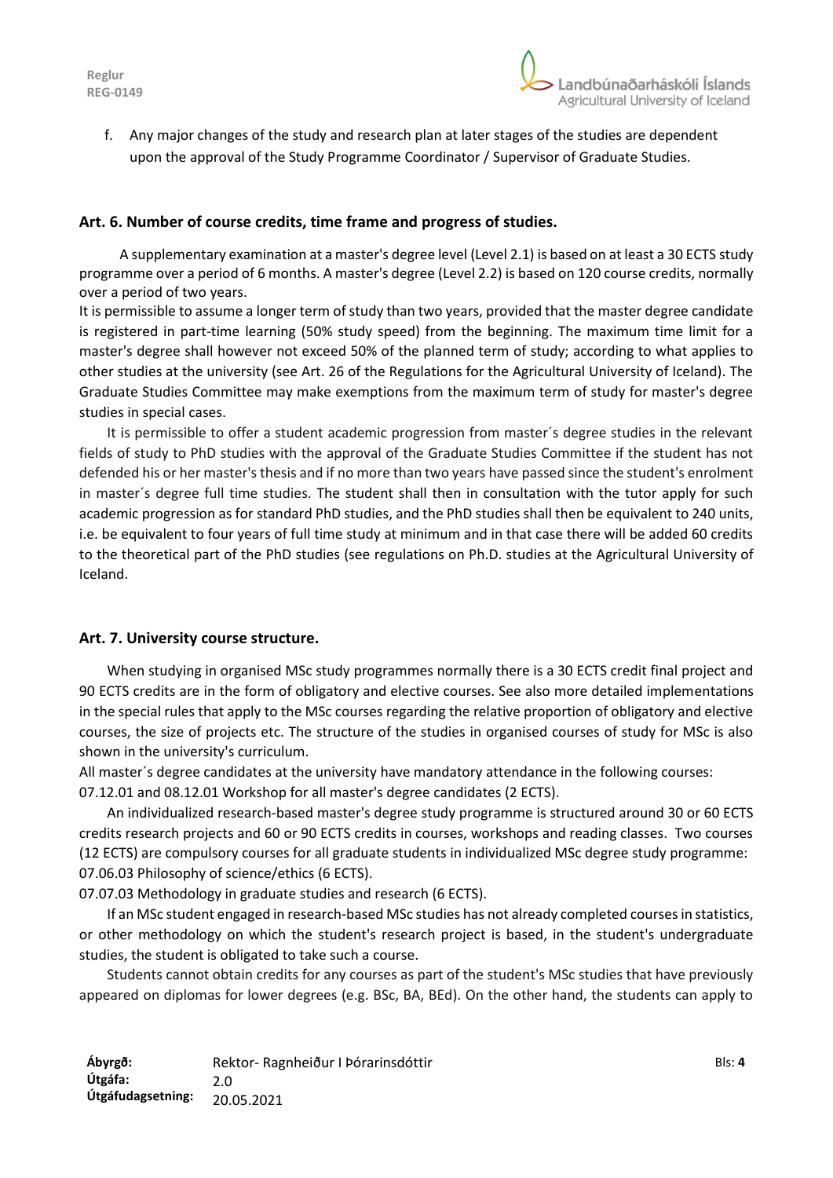f. Any major changes of the study and research plan at later stages of the studies are dependent upon the approval of the Study Programme Coordinator / Supervisor of Graduate Studies.

### Art. 6. Number of course credits, time frame and progress of studies.

A supplementary examination at a master's degree level (Level 2.1) is based on at least a 30 ECTS study programme over a period of 6 months. A master's degree (Level 2.2) is based on 120 course credits, normally over a period of two years.

It is permissible to assume a longer term of study than two years, provided that the master degree candidate is registered in part-time learning (50% study speed) from the beginning. The maximum time limit for a master's degree shall however not exceed 50% of the planned term of study; according to what applies to other studies at the university (see Art. 26 of the Regulations for the Agricultural University of Iceland). The Graduate Studies Committee may make exemptions from the maximum term of study for master's degree studies in special cases.

It is permissible to offer a student academic progression from master´s degree studies in the relevant fields of study to PhD studies with the approval of the Graduate Studies Committee if the student has not defended his or her master's thesis and if no more than two years have passed since the student's enrolment in master´s degree full time studies. The student shall then in consultation with the tutor apply for such academic progression as for standard PhD studies, and the PhD studies shall then be equivalent to 240 units, i.e. be equivalent to four years of full time study at minimum and in that case there will be added 60 credits to the theoretical part of the PhD studies (see regulations on Ph.D. studies at the Agricultural University of Iceland.

### Art. 7. University course structure.

When studying in organised MSc study programmes normally there is a 30 ECTS credit final project and 90 ECTS credits are in the form of obligatory and elective courses. See also more detailed implementations in the special rules that apply to the MSc courses regarding the relative proportion of obligatory and elective courses, the size of projects etc. The structure of the studies in organised courses of study for MSc is also shown in the university's curriculum.

All master´s degree candidates at the university have mandatory attendance in the following courses:
07.12.01 and 08.12.01 Workshop for all master's degree candidates (2 ECTS).

An individualized research-based master's degree study programme is structured around 30 or 60 ECTS credits research projects and 60 or 90 ECTS credits in courses, workshops and reading classes. Two courses (12 ECTS) are compulsory courses for all graduate students in individualized MSc degree study programme:
07.06.03 Philosophy of science/ethics (6 ECTS).
07.07.03 Methodology in graduate studies and research (6 ECTS).

If an MSc student engaged in research-based MSc studies has not already completed courses in statistics, or other methodology on which the student's research project is based, in the student's undergraduate studies, the student is obligated to take such a course.

Students cannot obtain credits for any courses as part of the student's MSc studies that have previously appeared on diplomas for lower degrees (e.g. BSc, BA, BEd). On the other hand, the students can apply to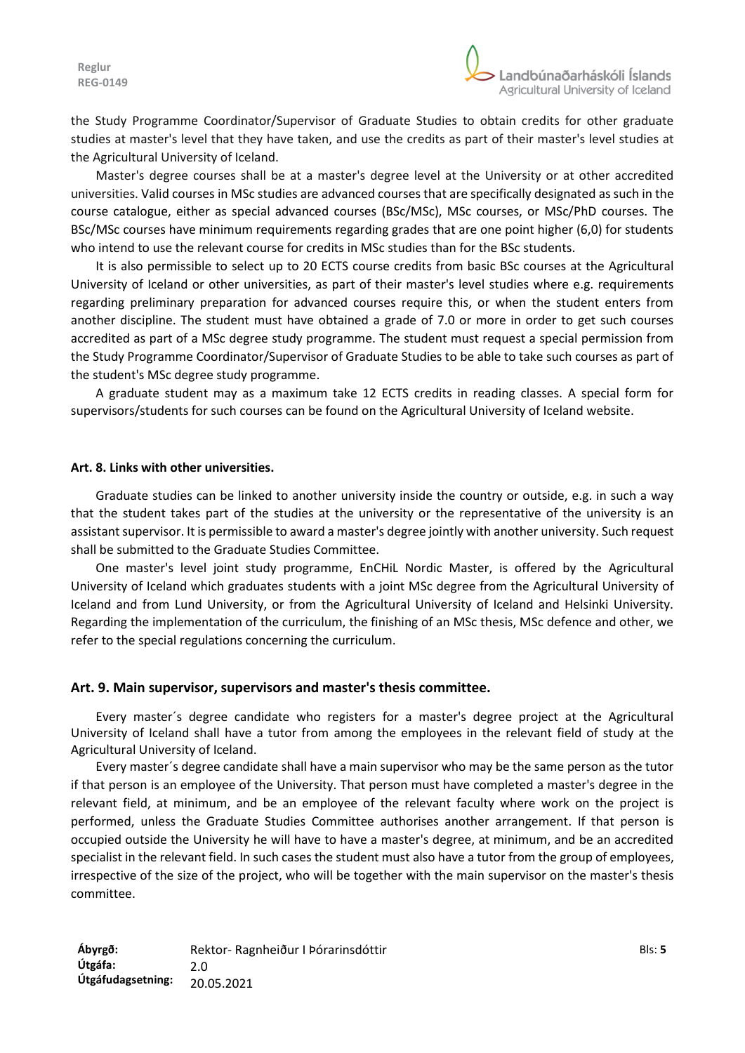the Study Programme Coordinator/Supervisor of Graduate Studies to obtain credits for other graduate studies at master's level that they have taken, and use the credits as part of their master's level studies at the Agricultural University of Iceland.

Master's degree courses shall be at a master's degree level at the University or at other accredited universities. Valid courses in MSc studies are advanced courses that are specifically designated as such in the course catalogue, either as special advanced courses (BSc/MSc), MSc courses, or MSc/PhD courses. The BSc/MSc courses have minimum requirements regarding grades that are one point higher (6,0) for students who intend to use the relevant course for credits in MSc studies than for the BSc students.

It is also permissible to select up to 20 ECTS course credits from basic BSc courses at the Agricultural University of Iceland or other universities, as part of their master's level studies where e.g. requirements regarding preliminary preparation for advanced courses require this, or when the student enters from another discipline. The student must have obtained a grade of 7.0 or more in order to get such courses accredited as part of a MSc degree study programme. The student must request a special permission from the Study Programme Coordinator/Supervisor of Graduate Studies to be able to take such courses as part of the student's MSc degree study programme.

A graduate student may as a maximum take 12 ECTS credits in reading classes. A special form for supervisors/students for such courses can be found on the Agricultural University of Iceland website.

#### Art. 8. Links with other universities.

Graduate studies can be linked to another university inside the country or outside, e.g. in such a way that the student takes part of the studies at the university or the representative of the university is an assistant supervisor. It is permissible to award a master's degree jointly with another university. Such request shall be submitted to the Graduate Studies Committee.

One master's level joint study programme, EnCHiL Nordic Master, is offered by the Agricultural University of Iceland which graduates students with a joint MSc degree from the Agricultural University of Iceland and from Lund University, or from the Agricultural University of Iceland and Helsinki University. Regarding the implementation of the curriculum, the finishing of an MSc thesis, MSc defence and other, we refer to the special regulations concerning the curriculum.

### Art. 9. Main supervisor, supervisors and master's thesis committee.

Every master´s degree candidate who registers for a master's degree project at the Agricultural University of Iceland shall have a tutor from among the employees in the relevant field of study at the Agricultural University of Iceland.

Every master´s degree candidate shall have a main supervisor who may be the same person as the tutor if that person is an employee of the University. That person must have completed a master's degree in the relevant field, at minimum, and be an employee of the relevant faculty where work on the project is performed, unless the Graduate Studies Committee authorises another arrangement. If that person is occupied outside the University he will have to have a master's degree, at minimum, and be an accredited specialist in the relevant field. In such cases the student must also have a tutor from the group of employees, irrespective of the size of the project, who will be together with the main supervisor on the master's thesis committee.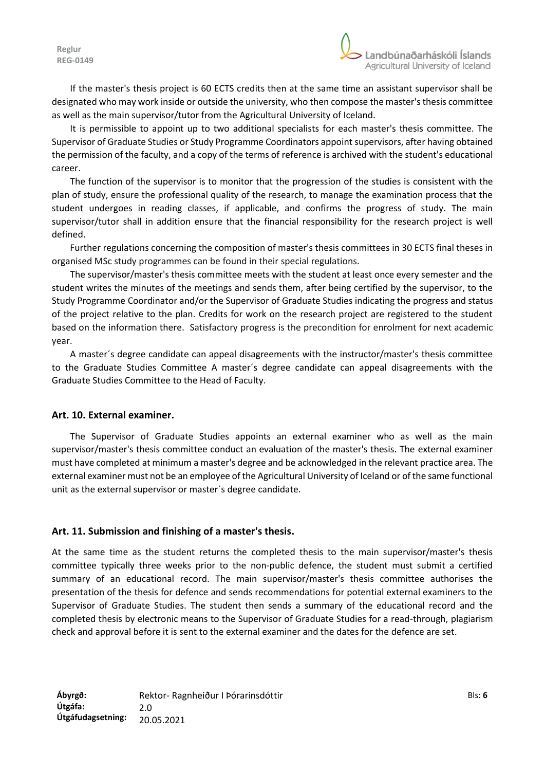If the master's thesis project is 60 ECTS credits then at the same time an assistant supervisor shall be designated who may work inside or outside the university, who then compose the master's thesis committee as well as the main supervisor/tutor from the Agricultural University of Iceland.

It is permissible to appoint up to two additional specialists for each master's thesis committee. The Supervisor of Graduate Studies or Study Programme Coordinators appoint supervisors, after having obtained the permission of the faculty, and a copy of the terms of reference is archived with the student's educational career.

The function of the supervisor is to monitor that the progression of the studies is consistent with the plan of study, ensure the professional quality of the research, to manage the examination process that the student undergoes in reading classes, if applicable, and confirms the progress of study. The main supervisor/tutor shall in addition ensure that the financial responsibility for the research project is well defined.

Further regulations concerning the composition of master's thesis committees in 30 ECTS final theses in organised MSc study programmes can be found in their special regulations.

The supervisor/master's thesis committee meets with the student at least once every semester and the student writes the minutes of the meetings and sends them, after being certified by the supervisor, to the Study Programme Coordinator and/or the Supervisor of Graduate Studies indicating the progress and status of the project relative to the plan. Credits for work on the research project are registered to the student based on the information there. Satisfactory progress is the precondition for enrolment for next academic year.

A master´s degree candidate can appeal disagreements with the instructor/master's thesis committee to the Graduate Studies Committee A master´s degree candidate can appeal disagreements with the Graduate Studies Committee to the Head of Faculty.

### Art. 10. External examiner.

The Supervisor of Graduate Studies appoints an external examiner who as well as the main supervisor/master's thesis committee conduct an evaluation of the master's thesis. The external examiner must have completed at minimum a master's degree and be acknowledged in the relevant practice area. The external examiner must not be an employee of the Agricultural University of Iceland or of the same functional unit as the external supervisor or master´s degree candidate.

### Art. 11. Submission and finishing of a master's thesis.

At the same time as the student returns the completed thesis to the main supervisor/master's thesis committee typically three weeks prior to the non-public defence, the student must submit a certified summary of an educational record. The main supervisor/master's thesis committee authorises the presentation of the thesis for defence and sends recommendations for potential external examiners to the Supervisor of Graduate Studies. The student then sends a summary of the educational record and the completed thesis by electronic means to the Supervisor of Graduate Studies for a read-through, plagiarism check and approval before it is sent to the external examiner and the dates for the defence are set.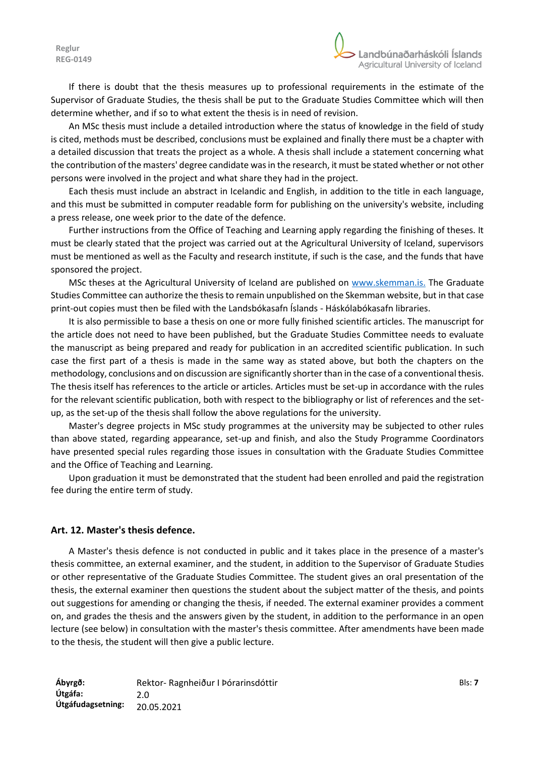If there is doubt that the thesis measures up to professional requirements in the estimate of the Supervisor of Graduate Studies, the thesis shall be put to the Graduate Studies Committee which will then determine whether, and if so to what extent the thesis is in need of revision.

An MSc thesis must include a detailed introduction where the status of knowledge in the field of study is cited, methods must be described, conclusions must be explained and finally there must be a chapter with a detailed discussion that treats the project as a whole. A thesis shall include a statement concerning what the contribution of the masters' degree candidate was in the research, it must be stated whether or not other persons were involved in the project and what share they had in the project.

Each thesis must include an abstract in Icelandic and English, in addition to the title in each language, and this must be submitted in computer readable form for publishing on the university's website, including a press release, one week prior to the date of the defence.

Further instructions from the Office of Teaching and Learning apply regarding the finishing of theses. It must be clearly stated that the project was carried out at the Agricultural University of Iceland, supervisors must be mentioned as well as the Faculty and research institute, if such is the case, and the funds that have sponsored the project.

MSc theses at the Agricultural University of Iceland are published on [www.skemman.is.](http://www.skemman.is) The Graduate Studies Committee can authorize the thesis to remain unpublished on the Skemman website, but in that case print-out copies must then be filed with the Landsbókasafn Íslands - Háskólabókasafn libraries.

It is also permissible to base a thesis on one or more fully finished scientific articles. The manuscript for the article does not need to have been published, but the Graduate Studies Committee needs to evaluate the manuscript as being prepared and ready for publication in an accredited scientific publication. In such case the first part of a thesis is made in the same way as stated above, but both the chapters on the methodology, conclusions and on discussion are significantly shorter than in the case of a conventional thesis. The thesis itself has references to the article or articles. Articles must be set-up in accordance with the rules for the relevant scientific publication, both with respect to the bibliography or list of references and the set-up, as the set-up of the thesis shall follow the above regulations for the university.

Master's degree projects in MSc study programmes at the university may be subjected to other rules than above stated, regarding appearance, set-up and finish, and also the Study Programme Coordinators have presented special rules regarding those issues in consultation with the Graduate Studies Committee and the Office of Teaching and Learning.

Upon graduation it must be demonstrated that the student had been enrolled and paid the registration fee during the entire term of study.

### Art. 12. Master's thesis defence.

A Master's thesis defence is not conducted in public and it takes place in the presence of a master's thesis committee, an external examiner, and the student, in addition to the Supervisor of Graduate Studies or other representative of the Graduate Studies Committee. The student gives an oral presentation of the thesis, the external examiner then questions the student about the subject matter of the thesis, and points out suggestions for amending or changing the thesis, if needed. The external examiner provides a comment on, and grades the thesis and the answers given by the student, in addition to the performance in an open lecture (see below) in consultation with the master's thesis committee. After amendments have been made to the thesis, the student will then give a public lecture.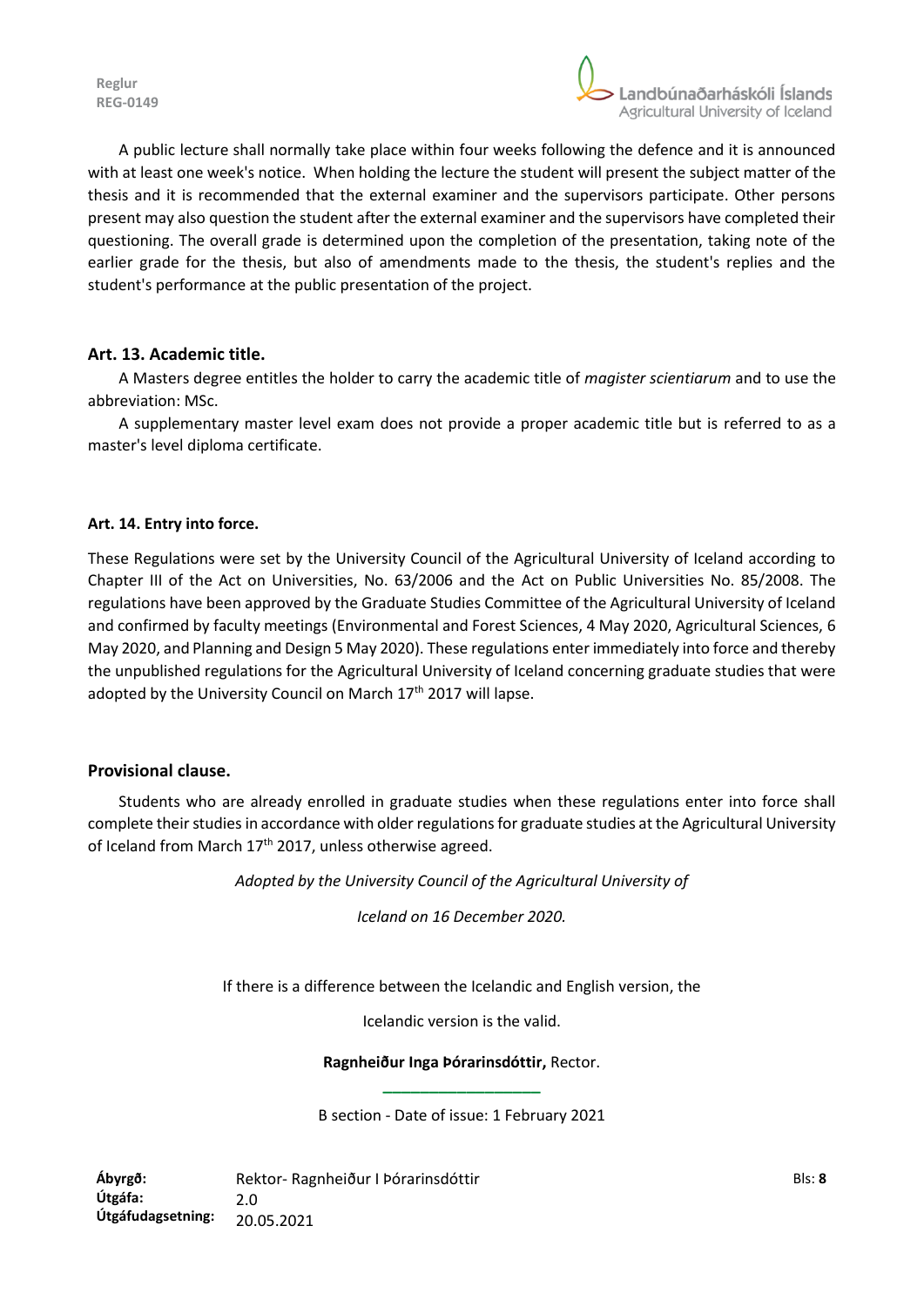A public lecture shall normally take place within four weeks following the defence and it is announced with at least one week's notice. When holding the lecture the student will present the subject matter of the thesis and it is recommended that the external examiner and the supervisors participate. Other persons present may also question the student after the external examiner and the supervisors have completed their questioning. The overall grade is determined upon the completion of the presentation, taking note of the earlier grade for the thesis, but also of amendments made to the thesis, the student's replies and the student's performance at the public presentation of the project.

## Art. 13. Academic title.

A Masters degree entitles the holder to carry the academic title of *magister scientiarum* and to use the abbreviation: MSc.

A supplementary master level exam does not provide a proper academic title but is referred to as a master's level diploma certificate.

### Art. 14. Entry into force.

These Regulations were set by the University Council of the Agricultural University of Iceland according to Chapter III of the Act on Universities, No. 63/2006 and the Act on Public Universities No. 85/2008. The regulations have been approved by the Graduate Studies Committee of the Agricultural University of Iceland and confirmed by faculty meetings (Environmental and Forest Sciences, 4 May 2020, Agricultural Sciences, 6 May 2020, and Planning and Design 5 May 2020). These regulations enter immediately into force and thereby the unpublished regulations for the Agricultural University of Iceland concerning graduate studies that were adopted by the University Council on March 17th 2017 will lapse.

## Provisional clause.

Students who are already enrolled in graduate studies when these regulations enter into force shall complete their studies in accordance with older regulations for graduate studies at the Agricultural University of Iceland from March 17th 2017, unless otherwise agreed.

*Adopted by the University Council of the Agricultural University of Iceland on 16 December 2020.*

If there is a difference between the Icelandic and English version, the Icelandic version is the valid.

**Ragnheiður Inga Þórarinsdóttir,** Rector.

___________________

B section - Date of issue: 1 February 2021